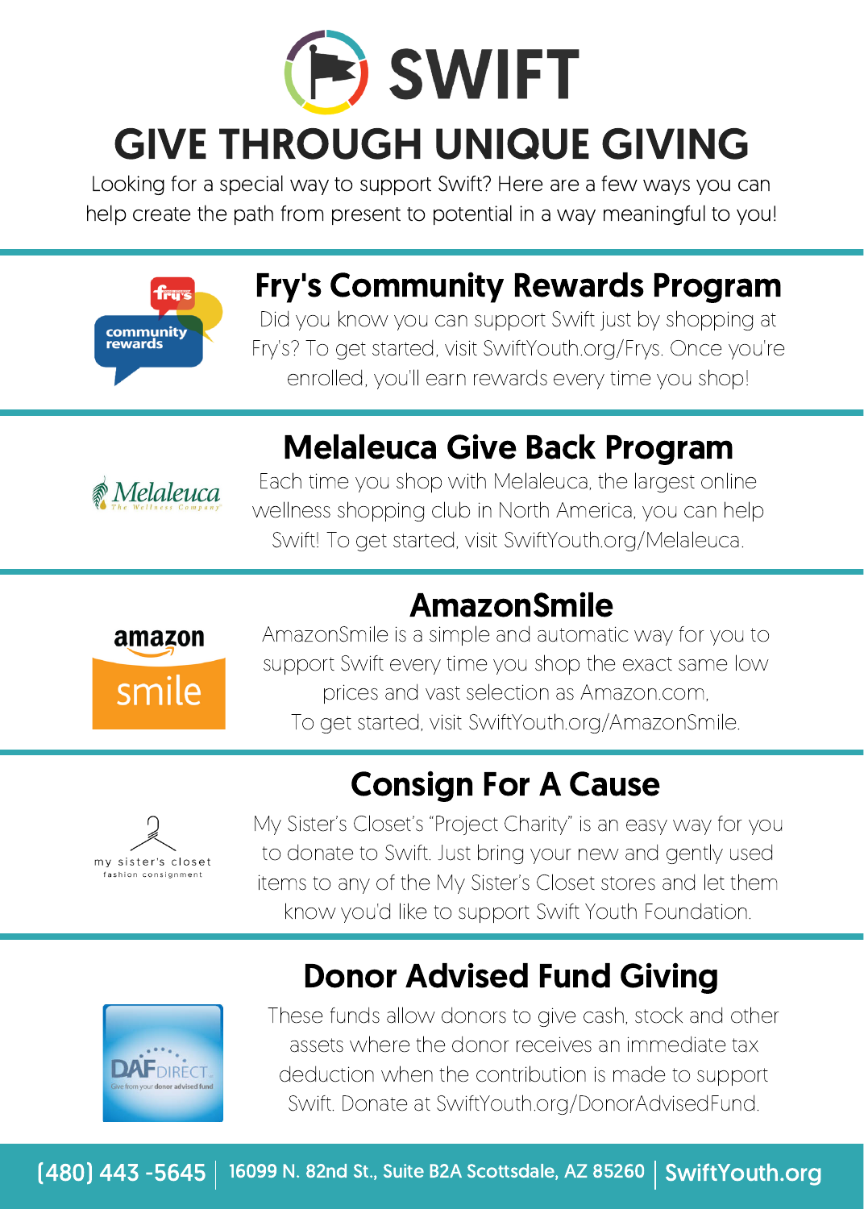# SWIFT

# GIVE THROUGH UNIQUE GIVING

Looking for a special way to support Swift? Here are a few ways you can help create the path from present to potential in a way meaningful to you!

## Fry's Community Rewards Program

Did you know you can support Swift just by shopping at Fry's? To get started, visit SwiftYouth.org/Frys. Once you're enrolled, you'll earn rewards every time you shop!

## Melaleuca Give Back Program

Each time you shop with Melaleuca, the largest online wellness shopping club in North America, you can help Swift! To get started, visit SwiftYouth.org/Melaleuca.

## AmazonSmile

AmazonSmile is a simple and automatic way for you to support Swift every time you shop the exact same low prices and vast selection as Amazon.com.
To get started, visit SwiftYouth.org/AmazonSmile.

## Consign For A Cause

My Sister's Closet's "Project Charity" is an easy way for you to donate to Swift. Just bring your new and gently used items to any of the My Sister's Closet stores and let them know you'd like to support Swift Youth Foundation.

## Donor Advised Fund Giving

These funds allow donors to give cash, stock and other assets where the donor receives an immediate tax deduction when the contribution is made to support Swift. Donate at SwiftYouth.org/DonorAdvisedFund.

(480) 443 -5645 | 16099 N. 82nd St., Suite B2A Scottsdale, AZ 85260 | SwiftYouth.org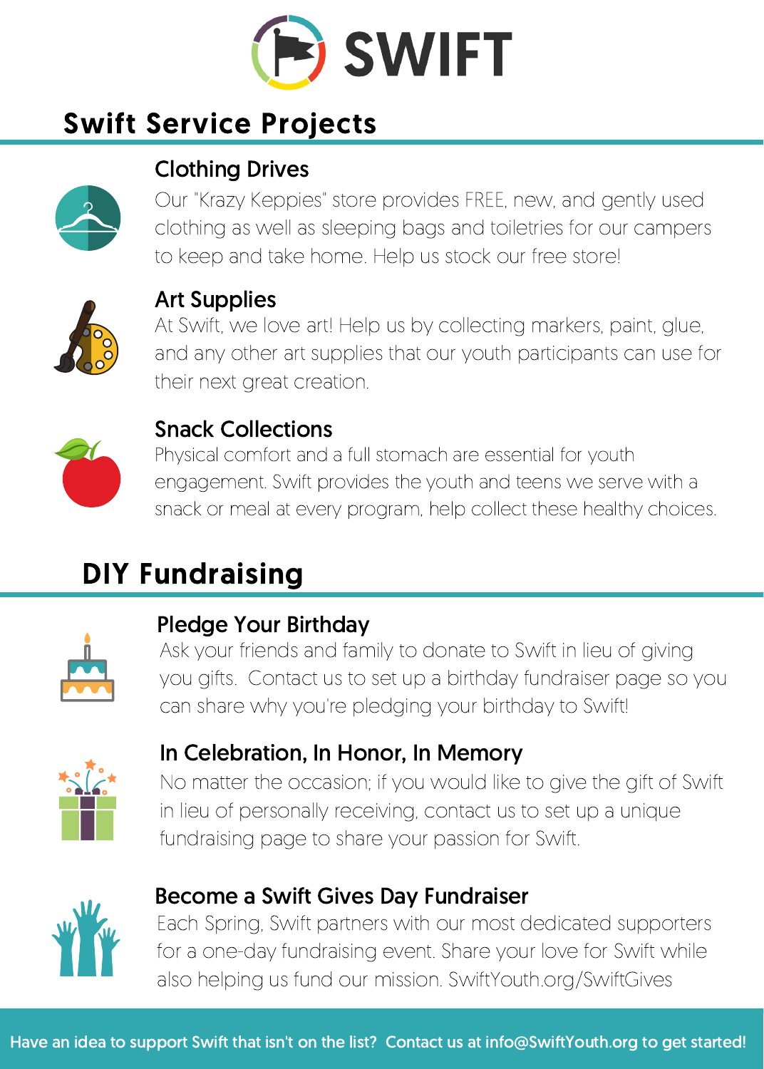# SWIFT

## Swift Service Projects

### Clothing Drives

Our "Krazy Keppies" store provides FREE, new, and gently used clothing as well as sleeping bags and toiletries for our campers to keep and take home. Help us stock our free store!

### Art Supplies

At Swift, we love art! Help us by collecting markers, paint, glue, and any other art supplies that our youth participants can use for their next great creation.

### Snack Collections

Physical comfort and a full stomach are essential for youth engagement. Swift provides the youth and teens we serve with a snack or meal at every program, help collect these healthy choices.

## DIY Fundraising

### Pledge Your Birthday

Ask your friends and family to donate to Swift in lieu of giving you gifts. Contact us to set up a birthday fundraiser page so you can share why you're pledging your birthday to Swift!

### In Celebration, In Honor, In Memory

No matter the occasion; if you would like to give the gift of Swift in lieu of personally receiving, contact us to set up a unique fundraising page to share your passion for Swift.

### Become a Swift Gives Day Fundraiser

Each Spring, Swift partners with our most dedicated supporters for a one-day fundraising event. Share your love for Swift while also helping us fund our mission. SwiftYouth.org/SwiftGives

Have an idea to support Swift that isn't on the list? Contact us at info@SwiftYouth.org to get started!